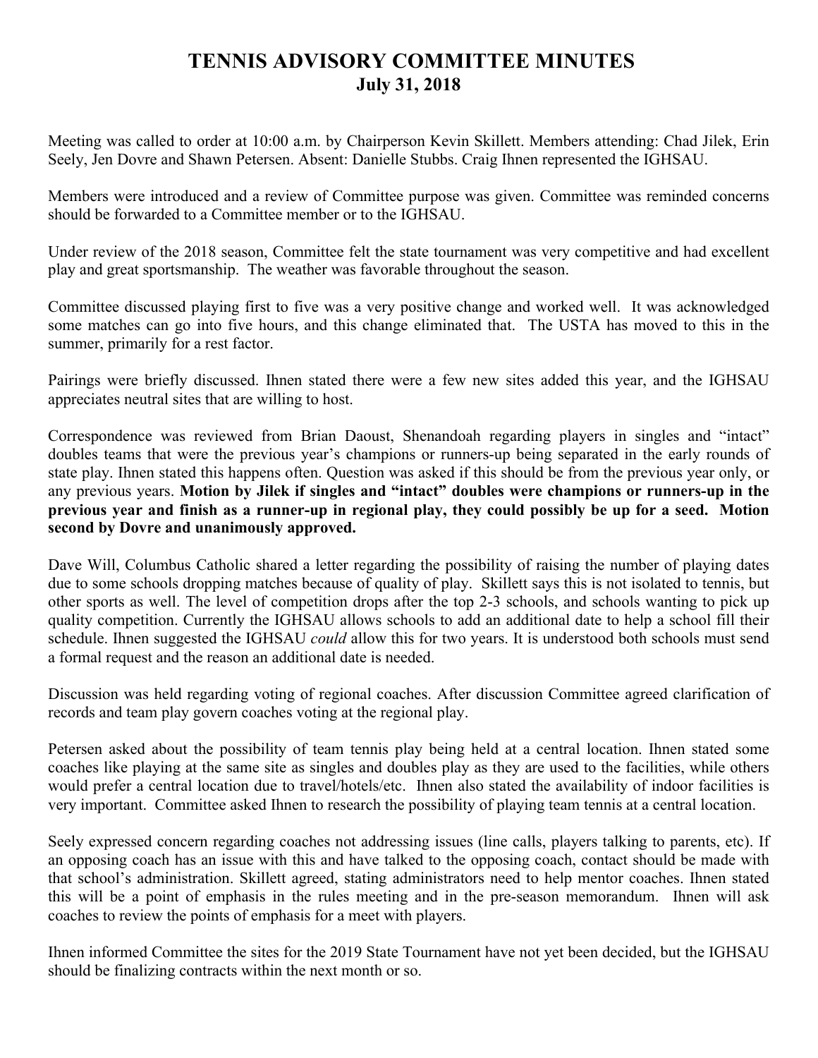# TENNIS ADVISORY COMMITTEE MINUTES
## July 31, 2018

Meeting was called to order at 10:00 a.m. by Chairperson Kevin Skillett. Members attending: Chad Jilek, Erin Seely, Jen Dovre and Shawn Petersen. Absent: Danielle Stubbs. Craig Ihnen represented the IGHSAU.

Members were introduced and a review of Committee purpose was given. Committee was reminded concerns should be forwarded to a Committee member or to the IGHSAU.

Under review of the 2018 season, Committee felt the state tournament was very competitive and had excellent play and great sportsmanship. The weather was favorable throughout the season.

Committee discussed playing first to five was a very positive change and worked well. It was acknowledged some matches can go into five hours, and this change eliminated that. The USTA has moved to this in the summer, primarily for a rest factor.

Pairings were briefly discussed. Ihnen stated there were a few new sites added this year, and the IGHSAU appreciates neutral sites that are willing to host.

Correspondence was reviewed from Brian Daoust, Shenandoah regarding players in singles and "intact" doubles teams that were the previous year's champions or runners-up being separated in the early rounds of state play. Ihnen stated this happens often. Question was asked if this should be from the previous year only, or any previous years. **Motion by Jilek if singles and "intact" doubles were champions or runners-up in the previous year and finish as a runner-up in regional play, they could possibly be up for a seed. Motion second by Dovre and unanimously approved.**

Dave Will, Columbus Catholic shared a letter regarding the possibility of raising the number of playing dates due to some schools dropping matches because of quality of play. Skillett says this is not isolated to tennis, but other sports as well. The level of competition drops after the top 2-3 schools, and schools wanting to pick up quality competition. Currently the IGHSAU allows schools to add an additional date to help a school fill their schedule. Ihnen suggested the IGHSAU *could* allow this for two years. It is understood both schools must send a formal request and the reason an additional date is needed.

Discussion was held regarding voting of regional coaches. After discussion Committee agreed clarification of records and team play govern coaches voting at the regional play.

Petersen asked about the possibility of team tennis play being held at a central location. Ihnen stated some coaches like playing at the same site as singles and doubles play as they are used to the facilities, while others would prefer a central location due to travel/hotels/etc. Ihnen also stated the availability of indoor facilities is very important. Committee asked Ihnen to research the possibility of playing team tennis at a central location.

Seely expressed concern regarding coaches not addressing issues (line calls, players talking to parents, etc). If an opposing coach has an issue with this and have talked to the opposing coach, contact should be made with that school's administration. Skillett agreed, stating administrators need to help mentor coaches. Ihnen stated this will be a point of emphasis in the rules meeting and in the pre-season memorandum. Ihnen will ask coaches to review the points of emphasis for a meet with players.

Ihnen informed Committee the sites for the 2019 State Tournament have not yet been decided, but the IGHSAU should be finalizing contracts within the next month or so.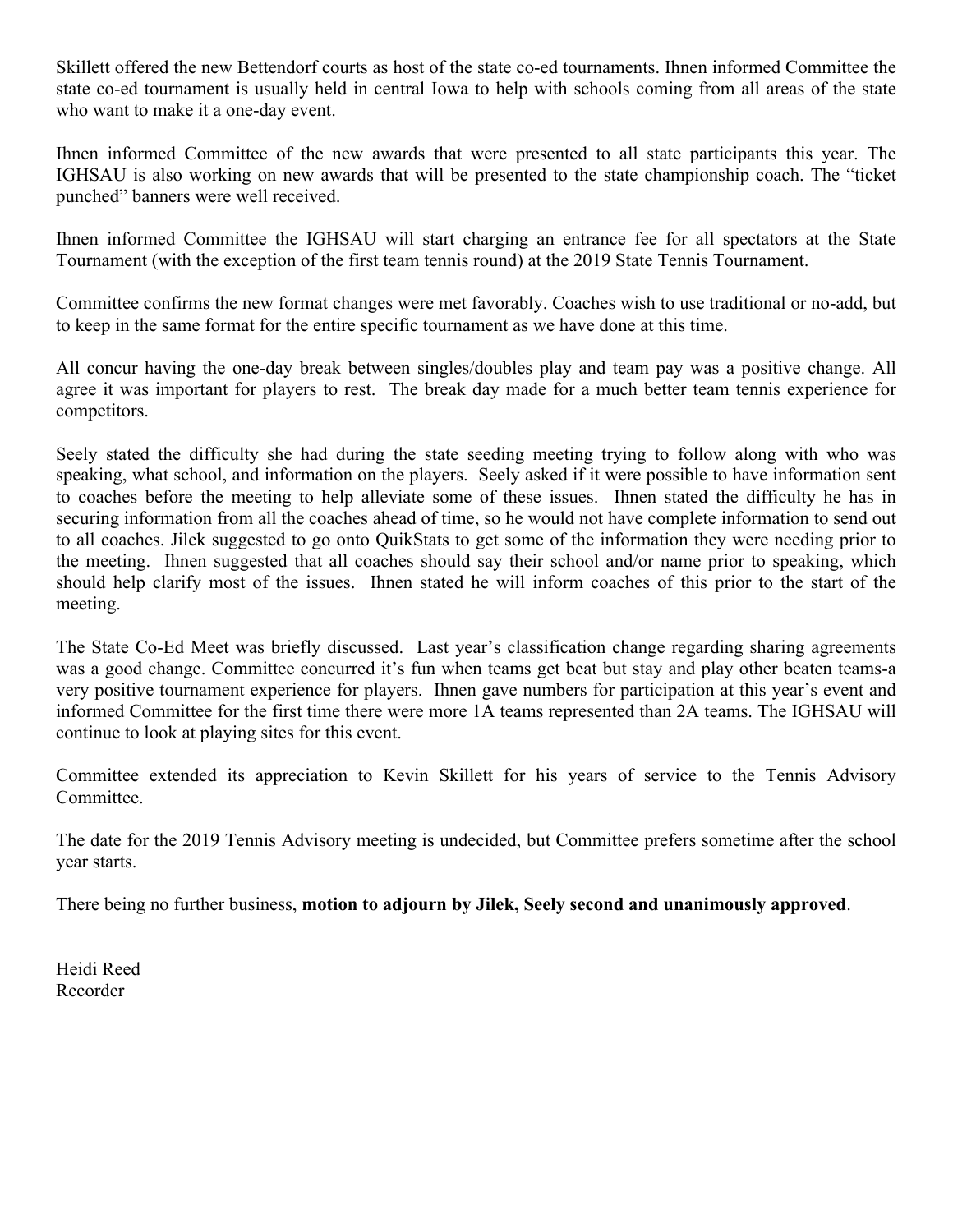Skillett offered the new Bettendorf courts as host of the state co-ed tournaments. Ihnen informed Committee the state co-ed tournament is usually held in central Iowa to help with schools coming from all areas of the state who want to make it a one-day event.

Ihnen informed Committee of the new awards that were presented to all state participants this year. The IGHSAU is also working on new awards that will be presented to the state championship coach. The "ticket punched" banners were well received.

Ihnen informed Committee the IGHSAU will start charging an entrance fee for all spectators at the State Tournament (with the exception of the first team tennis round) at the 2019 State Tennis Tournament.

Committee confirms the new format changes were met favorably. Coaches wish to use traditional or no-add, but to keep in the same format for the entire specific tournament as we have done at this time.

All concur having the one-day break between singles/doubles play and team pay was a positive change. All agree it was important for players to rest. The break day made for a much better team tennis experience for competitors.

Seely stated the difficulty she had during the state seeding meeting trying to follow along with who was speaking, what school, and information on the players. Seely asked if it were possible to have information sent to coaches before the meeting to help alleviate some of these issues. Ihnen stated the difficulty he has in securing information from all the coaches ahead of time, so he would not have complete information to send out to all coaches. Jilek suggested to go onto QuikStats to get some of the information they were needing prior to the meeting. Ihnen suggested that all coaches should say their school and/or name prior to speaking, which should help clarify most of the issues. Ihnen stated he will inform coaches of this prior to the start of the meeting.

The State Co-Ed Meet was briefly discussed. Last year's classification change regarding sharing agreements was a good change. Committee concurred it's fun when teams get beat but stay and play other beaten teams-a very positive tournament experience for players. Ihnen gave numbers for participation at this year's event and informed Committee for the first time there were more 1A teams represented than 2A teams. The IGHSAU will continue to look at playing sites for this event.

Committee extended its appreciation to Kevin Skillett for his years of service to the Tennis Advisory Committee.

The date for the 2019 Tennis Advisory meeting is undecided, but Committee prefers sometime after the school year starts.

There being no further business, **motion to adjourn by Jilek, Seely second and unanimously approved**.

Heidi Reed
Recorder